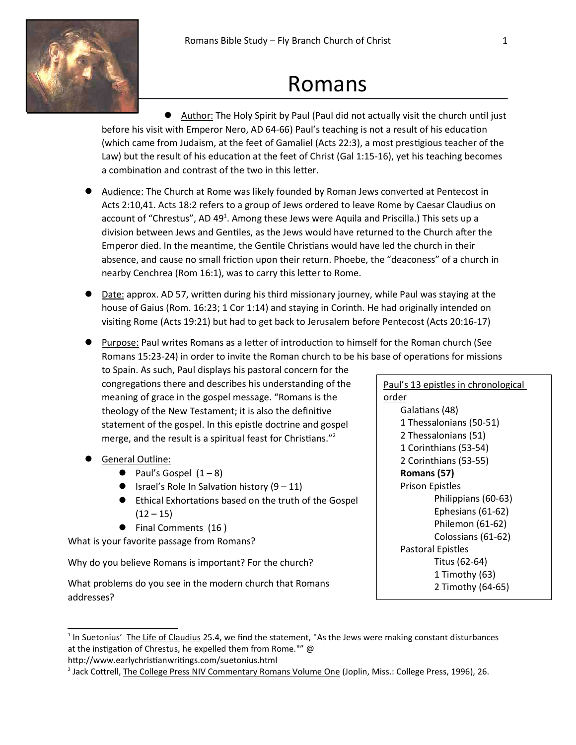# Romans

- Author: The Holy Spirit by Paul (Paul did not actually visit the church until just before his visit with Emperor Nero, AD 64-66) Paul's teaching is not a result of his education (which came from Judaism, at the feet of Gamaliel (Acts 22:3), a most prestigious teacher of the Law) but the result of his education at the feet of Christ (Gal 1:15-16), yet his teaching becomes a combination and contrast of the two in this letter.

- Audience: The Church at Rome was likely founded by Roman Jews converted at Pentecost in Acts 2:10,41. Acts 18:2 refers to a group of Jews ordered to leave Rome by Caesar Claudius on account of "Chrestus", AD 49[1]. Among these Jews were Aquila and Priscilla.) This sets up a division between Jews and Gentiles, as the Jews would have returned to the Church after the Emperor died. In the meantime, the Gentile Christians would have led the church in their absence, and cause no small friction upon their return. Phoebe, the "deaconess" of a church in nearby Cenchrea (Rom 16:1), was to carry this letter to Rome.

- Date: approx. AD 57, written during his third missionary journey, while Paul was staying at the house of Gaius (Rom. 16:23; 1 Cor 1:14) and staying in Corinth. He had originally intended on visiting Rome (Acts 19:21) but had to get back to Jerusalem before Pentecost (Acts 20:16-17)

- Purpose: Paul writes Romans as a letter of introduction to himself for the Roman church (See Romans 15:23-24) in order to invite the Roman church to be his base of operations for missions to Spain. As such, Paul displays his pastoral concern for the congregations there and describes his understanding of the meaning of grace in the gospel message. "Romans is the theology of the New Testament; it is also the definitive statement of the gospel. In this epistle doctrine and gospel merge, and the result is a spiritual feast for Christians."[2]

- General Outline:
  - Paul's Gospel (1 – 8)
  - Israel's Role In Salvation history (9 – 11)
  - Ethical Exhortations based on the truth of the Gospel (12 – 15)
  - Final Comments (16 )

Paul's 13 epistles in chronological order

- Galatians (48)
- 1 Thessalonians (50-51)
- 2 Thessalonians (51)
- 1 Corinthians (53-54)
- 2 Corinthians (53-55)
- **Romans (57)**
- Prison Epistles
  - Philippians (60-63)
  - Ephesians (61-62)
  - Philemon (61-62)
  - Colossians (61-62)
- Pastoral Epistles
  - Titus (62-64)
  - 1 Timothy (63)
  - 2 Timothy (64-65)

What is your favorite passage from Romans?

Why do you believe Romans is important? For the church?

What problems do you see in the modern church that Romans addresses?

---

[1] In Suetonius' The Life of Claudius 25.4, we find the statement, "As the Jews were making constant disturbances at the instigation of Chrestus, he expelled them from Rome."" @ http://www.earlychristianwritings.com/suetonius.html

[2] Jack Cottrell, The College Press NIV Commentary Romans Volume One (Joplin, Miss.: College Press, 1996), 26.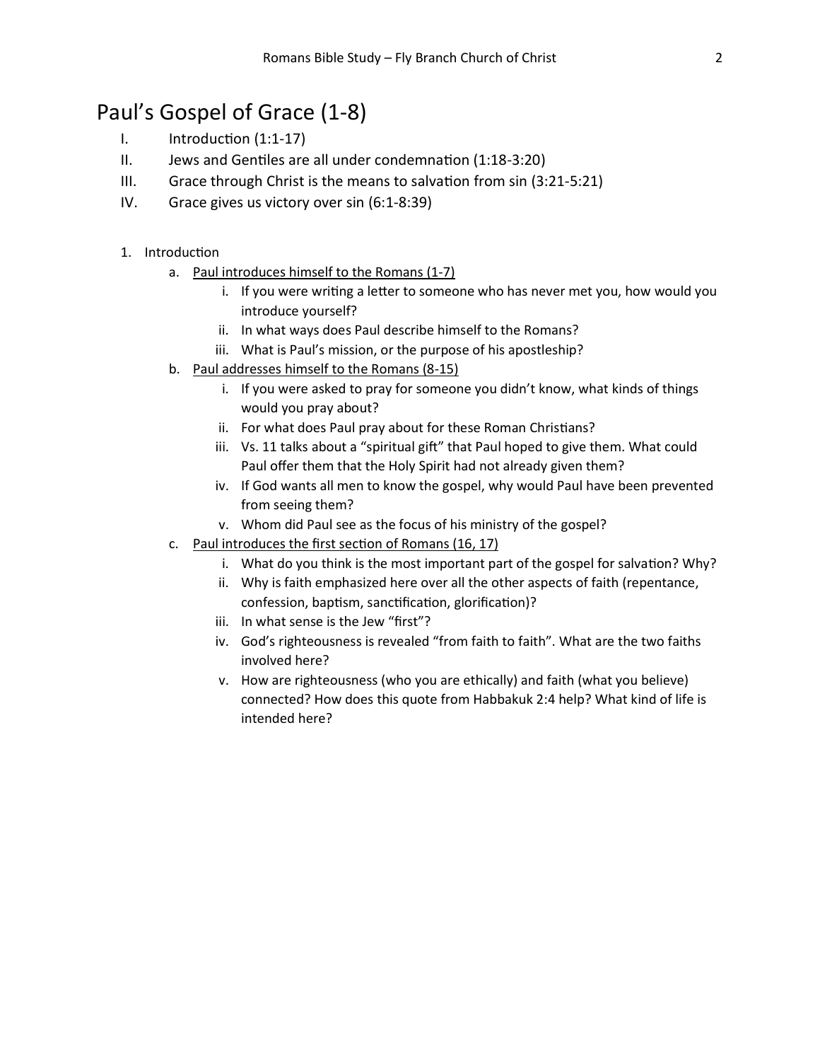# Paul's Gospel of Grace (1-8)

I. Introduction (1:1-17)
II. Jews and Gentiles are all under condemnation (1:18-3:20)
III. Grace through Christ is the means to salvation from sin (3:21-5:21)
IV. Grace gives us victory over sin (6:1-8:39)

1. Introduction
   a. <u>Paul introduces himself to the Romans (1-7)</u>
      i. If you were writing a letter to someone who has never met you, how would you introduce yourself?
      ii. In what ways does Paul describe himself to the Romans?
      iii. What is Paul's mission, or the purpose of his apostleship?
   b. <u>Paul addresses himself to the Romans (8-15)</u>
      i. If you were asked to pray for someone you didn't know, what kinds of things would you pray about?
      ii. For what does Paul pray about for these Roman Christians?
      iii. Vs. 11 talks about a "spiritual gift" that Paul hoped to give them. What could Paul offer them that the Holy Spirit had not already given them?
      iv. If God wants all men to know the gospel, why would Paul have been prevented from seeing them?
      v. Whom did Paul see as the focus of his ministry of the gospel?
   c. <u>Paul introduces the first section of Romans (16, 17)</u>
      i. What do you think is the most important part of the gospel for salvation? Why?
      ii. Why is faith emphasized here over all the other aspects of faith (repentance, confession, baptism, sanctification, glorification)?
      iii. In what sense is the Jew "first"?
      iv. God's righteousness is revealed "from faith to faith". What are the two faiths involved here?
      v. How are righteousness (who you are ethically) and faith (what you believe) connected? How does this quote from Habbakuk 2:4 help? What kind of life is intended here?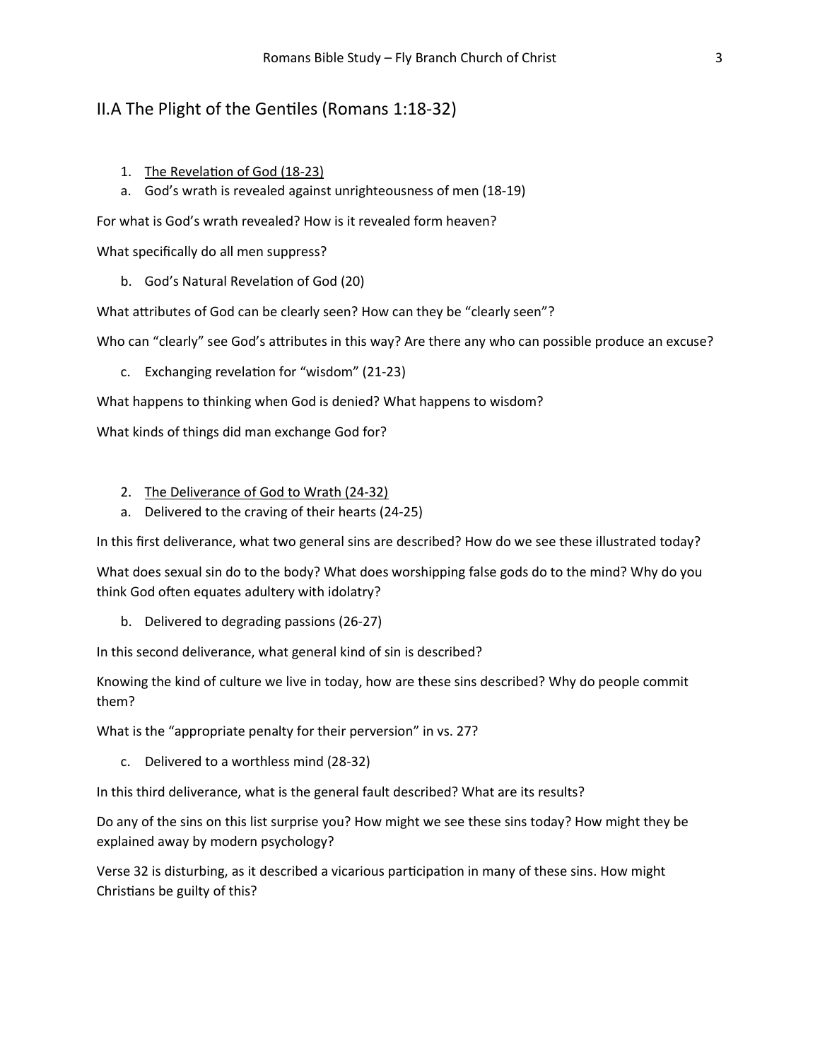## II.A The Plight of the Gentiles (Romans 1:18-32)

1. <u>The Revelation of God (18-23)</u>

a. God's wrath is revealed against unrighteousness of men (18-19)

For what is God's wrath revealed? How is it revealed form heaven?

What specifically do all men suppress?

b. God's Natural Revelation of God (20)

What attributes of God can be clearly seen? How can they be "clearly seen"?

Who can "clearly" see God's attributes in this way? Are there any who can possible produce an excuse?

c. Exchanging revelation for "wisdom" (21-23)

What happens to thinking when God is denied? What happens to wisdom?

What kinds of things did man exchange God for?

2. <u>The Deliverance of God to Wrath (24-32)</u>

a. Delivered to the craving of their hearts (24-25)

In this first deliverance, what two general sins are described? How do we see these illustrated today?

What does sexual sin do to the body? What does worshipping false gods do to the mind? Why do you think God often equates adultery with idolatry?

b. Delivered to degrading passions (26-27)

In this second deliverance, what general kind of sin is described?

Knowing the kind of culture we live in today, how are these sins described? Why do people commit them?

What is the "appropriate penalty for their perversion" in vs. 27?

c. Delivered to a worthless mind (28-32)

In this third deliverance, what is the general fault described? What are its results?

Do any of the sins on this list surprise you? How might we see these sins today? How might they be explained away by modern psychology?

Verse 32 is disturbing, as it described a vicarious participation in many of these sins. How might Christians be guilty of this?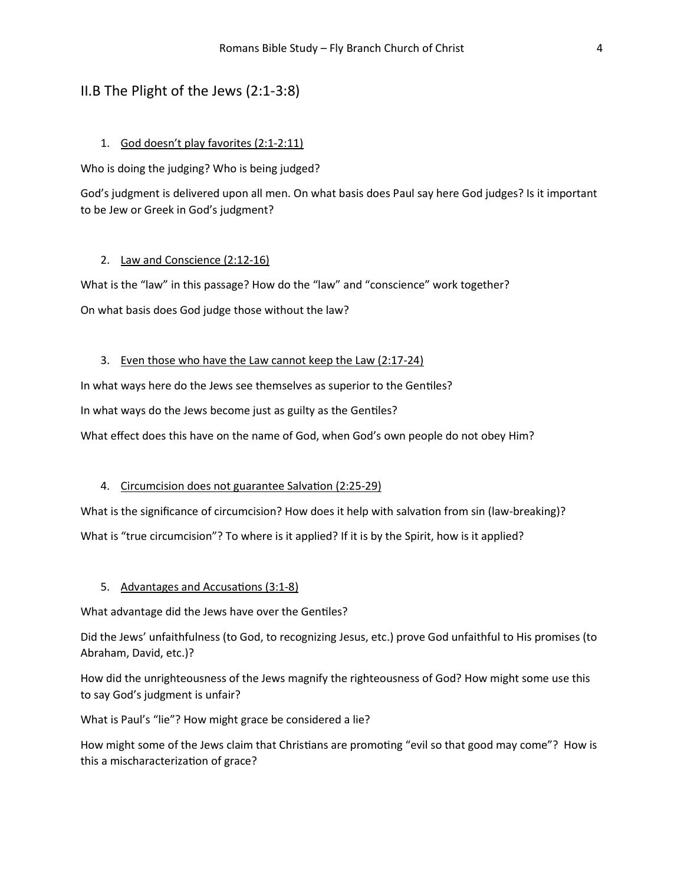## II.B The Plight of the Jews (2:1-3:8)

1. <u>God doesn't play favorites (2:1-2:11)</u>

Who is doing the judging? Who is being judged?

God's judgment is delivered upon all men. On what basis does Paul say here God judges? Is it important to be Jew or Greek in God's judgment?

2. <u>Law and Conscience (2:12-16)</u>

What is the "law" in this passage? How do the "law" and "conscience" work together?

On what basis does God judge those without the law?

3. <u>Even those who have the Law cannot keep the Law (2:17-24)</u>

In what ways here do the Jews see themselves as superior to the Gentiles?

In what ways do the Jews become just as guilty as the Gentiles?

What effect does this have on the name of God, when God's own people do not obey Him?

4. <u>Circumcision does not guarantee Salvation (2:25-29)</u>

What is the significance of circumcision? How does it help with salvation from sin (law-breaking)?

What is "true circumcision"? To where is it applied? If it is by the Spirit, how is it applied?

5. <u>Advantages and Accusations (3:1-8)</u>

What advantage did the Jews have over the Gentiles?

Did the Jews' unfaithfulness (to God, to recognizing Jesus, etc.) prove God unfaithful to His promises (to Abraham, David, etc.)?

How did the unrighteousness of the Jews magnify the righteousness of God? How might some use this to say God's judgment is unfair?

What is Paul's "lie"? How might grace be considered a lie?

How might some of the Jews claim that Christians are promoting "evil so that good may come"? How is this a mischaracterization of grace?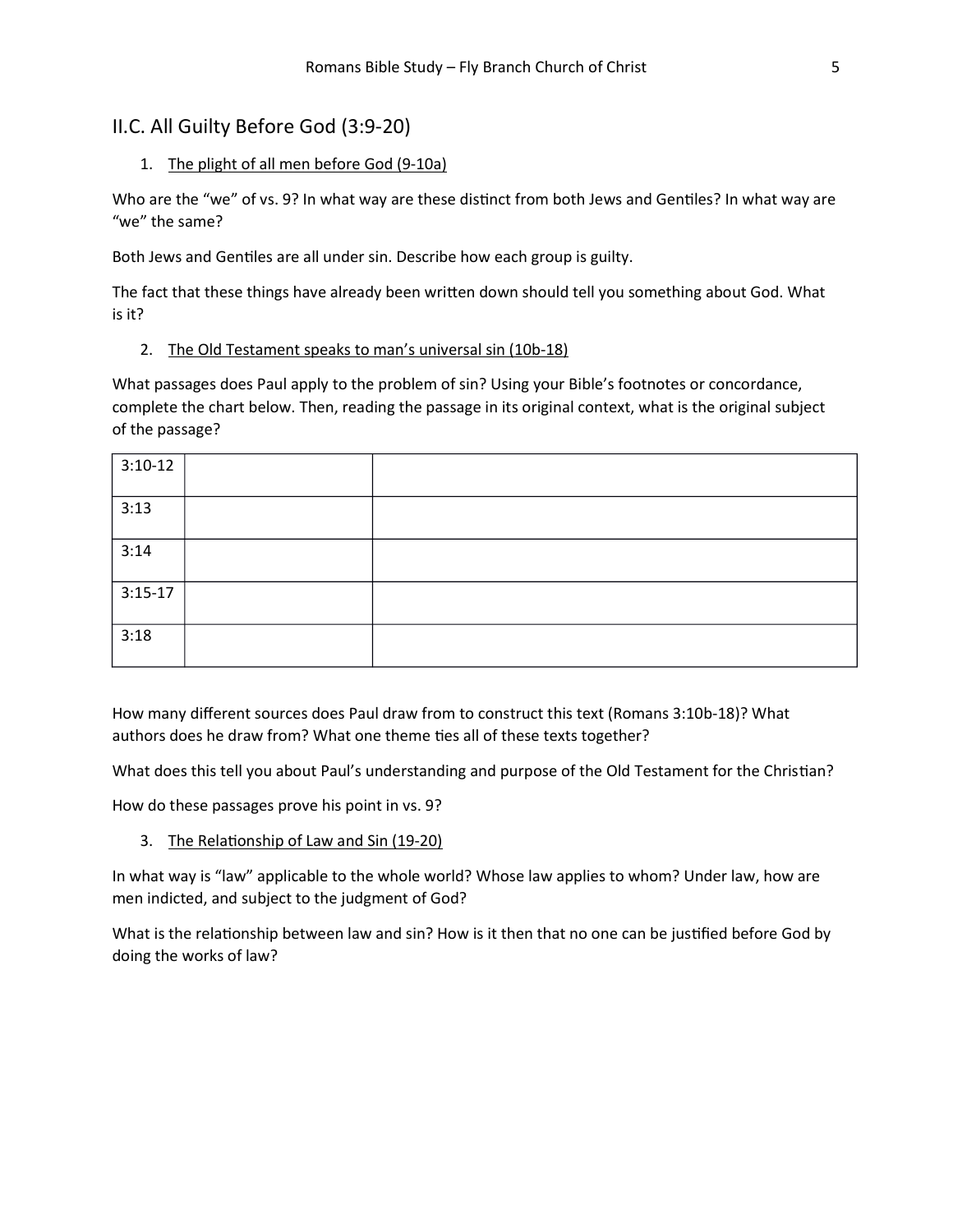## II.C. All Guilty Before God (3:9-20)

1. <u>The plight of all men before God (9-10a)</u>

Who are the "we" of vs. 9? In what way are these distinct from both Jews and Gentiles? In what way are "we" the same?

Both Jews and Gentiles are all under sin. Describe how each group is guilty.

The fact that these things have already been written down should tell you something about God. What is it?

2. <u>The Old Testament speaks to man's universal sin (10b-18)</u>

What passages does Paul apply to the problem of sin? Using your Bible's footnotes or concordance, complete the chart below. Then, reading the passage in its original context, what is the original subject of the passage?

| | | |
|---|---|---|
| 3:10-12 | | |
| 3:13 | | |
| 3:14 | | |
| 3:15-17 | | |
| 3:18 | | |

How many different sources does Paul draw from to construct this text (Romans 3:10b-18)? What authors does he draw from? What one theme ties all of these texts together?

What does this tell you about Paul's understanding and purpose of the Old Testament for the Christian?

How do these passages prove his point in vs. 9?

3. <u>The Relationship of Law and Sin (19-20)</u>

In what way is "law" applicable to the whole world? Whose law applies to whom? Under law, how are men indicted, and subject to the judgment of God?

What is the relationship between law and sin? How is it then that no one can be justified before God by doing the works of law?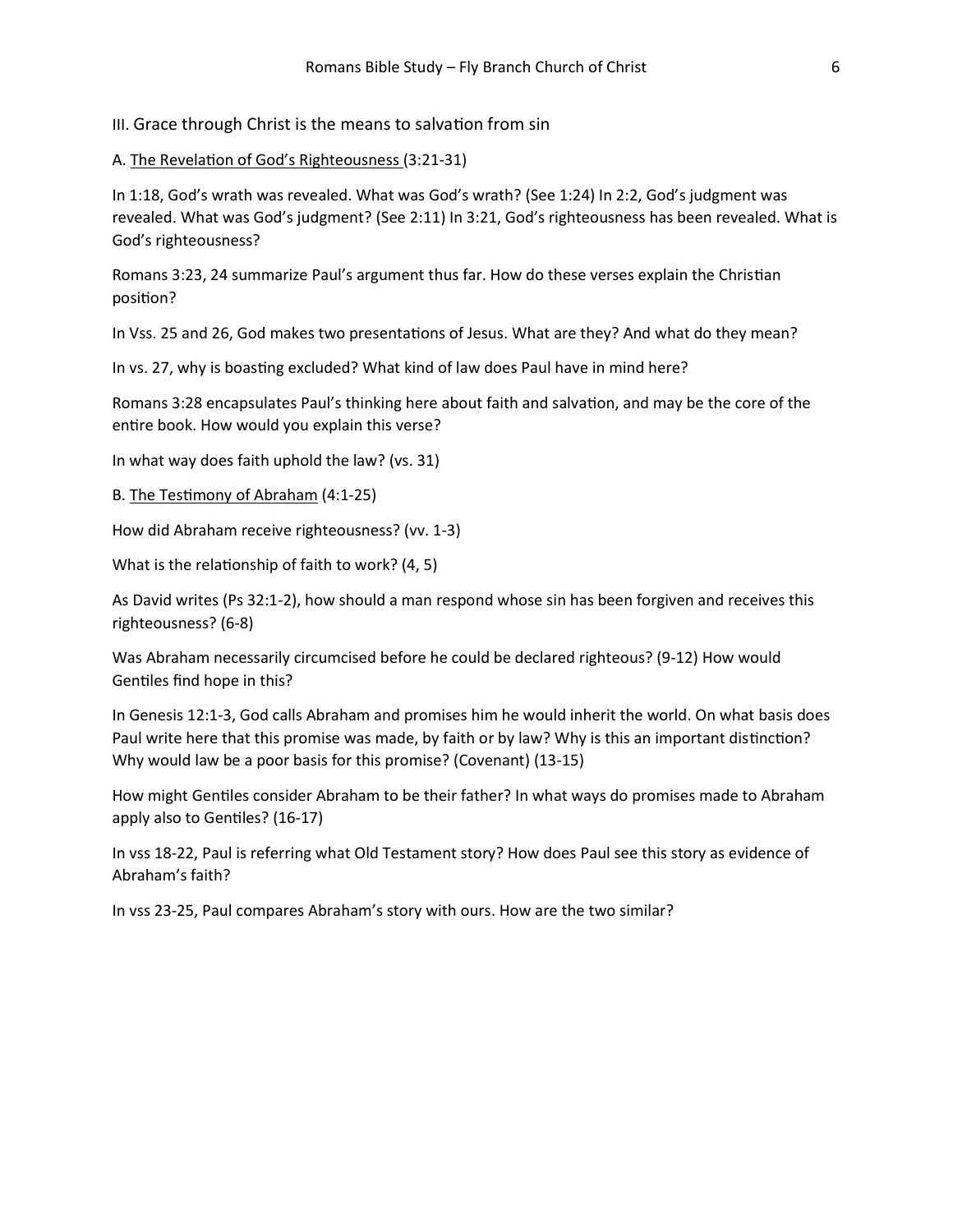III. Grace through Christ is the means to salvation from sin

A. <u>The Revelation of God's Righteousness</u> (3:21-31)

In 1:18, God's wrath was revealed. What was God's wrath? (See 1:24) In 2:2, God's judgment was revealed. What was God's judgment? (See 2:11) In 3:21, God's righteousness has been revealed. What is God's righteousness?

Romans 3:23, 24 summarize Paul's argument thus far. How do these verses explain the Christian position?

In Vss. 25 and 26, God makes two presentations of Jesus. What are they? And what do they mean?

In vs. 27, why is boasting excluded? What kind of law does Paul have in mind here?

Romans 3:28 encapsulates Paul's thinking here about faith and salvation, and may be the core of the entire book. How would you explain this verse?

In what way does faith uphold the law? (vs. 31)

B. <u>The Testimony of Abraham</u> (4:1-25)

How did Abraham receive righteousness? (vv. 1-3)

What is the relationship of faith to work? (4, 5)

As David writes (Ps 32:1-2), how should a man respond whose sin has been forgiven and receives this righteousness? (6-8)

Was Abraham necessarily circumcised before he could be declared righteous? (9-12) How would Gentiles find hope in this?

In Genesis 12:1-3, God calls Abraham and promises him he would inherit the world. On what basis does Paul write here that this promise was made, by faith or by law? Why is this an important distinction? Why would law be a poor basis for this promise? (Covenant) (13-15)

How might Gentiles consider Abraham to be their father? In what ways do promises made to Abraham apply also to Gentiles? (16-17)

In vss 18-22, Paul is referring what Old Testament story? How does Paul see this story as evidence of Abraham's faith?

In vss 23-25, Paul compares Abraham's story with ours. How are the two similar?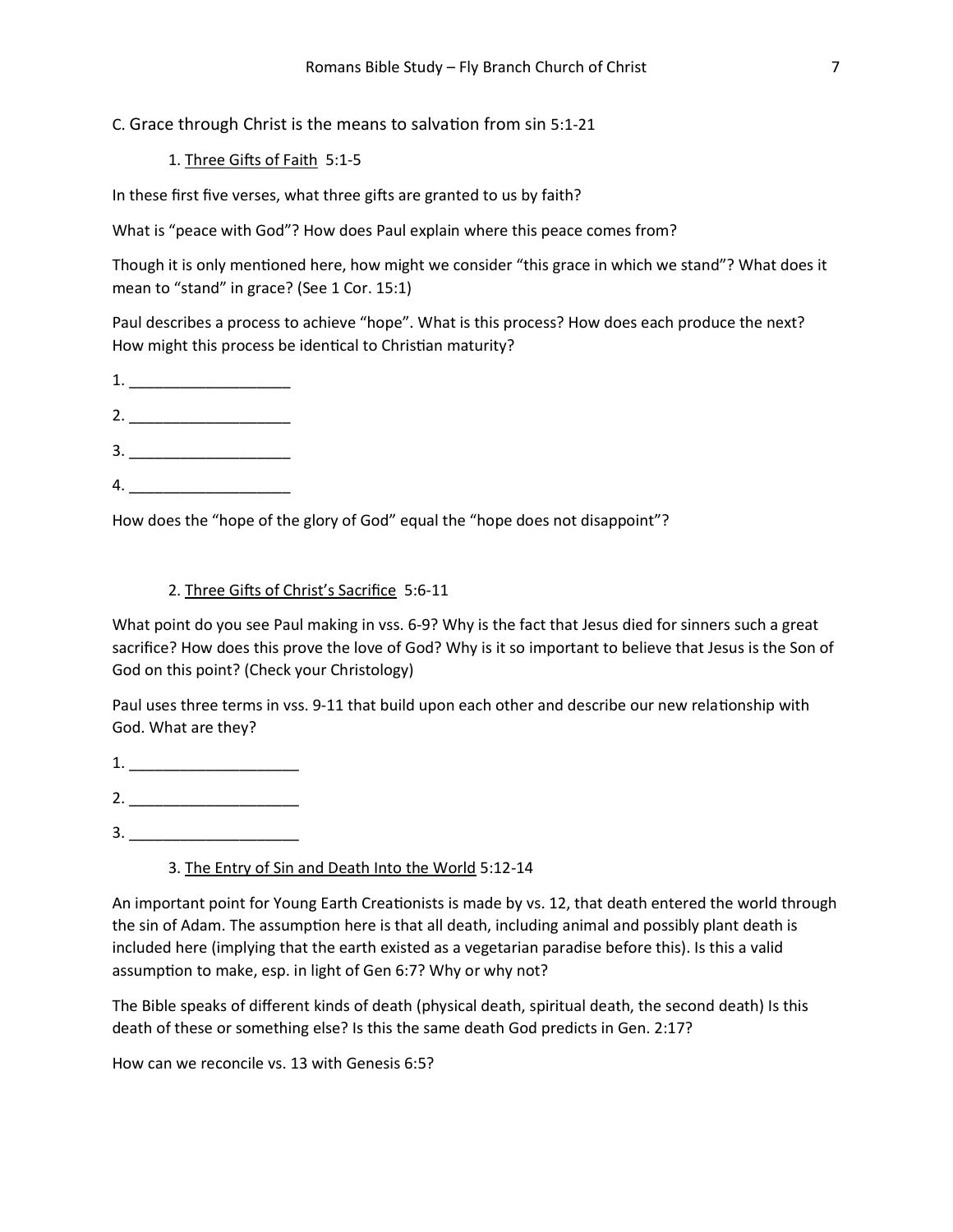## C. Grace through Christ is the means to salvation from sin 5:1-21

### 1. <u>Three Gifts of Faith</u> 5:1-5

In these first five verses, what three gifts are granted to us by faith?

What is "peace with God"? How does Paul explain where this peace comes from?

Though it is only mentioned here, how might we consider "this grace in which we stand"? What does it mean to "stand" in grace? (See 1 Cor. 15:1)

Paul describes a process to achieve "hope". What is this process? How does each produce the next? How might this process be identical to Christian maturity?

1. ___________________

2. ___________________

3. ___________________

4. ___________________

How does the "hope of the glory of God" equal the "hope does not disappoint"?

### 2. <u>Three Gifts of Christ's Sacrifice</u> 5:6-11

What point do you see Paul making in vss. 6-9? Why is the fact that Jesus died for sinners such a great sacrifice? How does this prove the love of God? Why is it so important to believe that Jesus is the Son of God on this point? (Check your Christology)

Paul uses three terms in vss. 9-11 that build upon each other and describe our new relationship with God. What are they?

1. ____________________

2. ____________________

3. ____________________

### 3. <u>The Entry of Sin and Death Into the World</u> 5:12-14

An important point for Young Earth Creationists is made by vs. 12, that death entered the world through the sin of Adam. The assumption here is that all death, including animal and possibly plant death is included here (implying that the earth existed as a vegetarian paradise before this). Is this a valid assumption to make, esp. in light of Gen 6:7? Why or why not?

The Bible speaks of different kinds of death (physical death, spiritual death, the second death) Is this death of these or something else? Is this the same death God predicts in Gen. 2:17?

How can we reconcile vs. 13 with Genesis 6:5?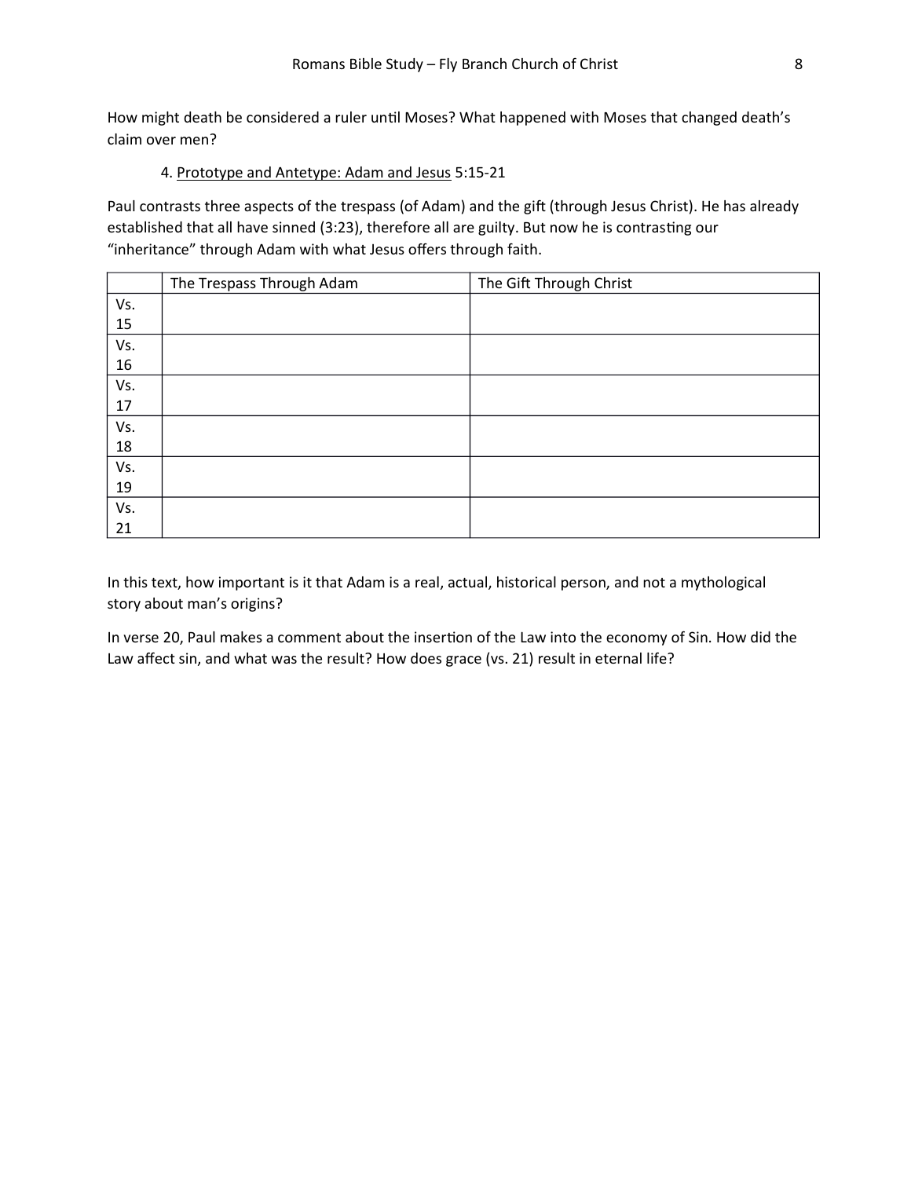How might death be considered a ruler until Moses? What happened with Moses that changed death's claim over men?

4. <u>Prototype and Antetype: Adam and Jesus</u> 5:15-21

Paul contrasts three aspects of the trespass (of Adam) and the gift (through Jesus Christ). He has already established that all have sinned (3:23), therefore all are guilty. But now he is contrasting our "inheritance" through Adam with what Jesus offers through faith.

| | The Trespass Through Adam | The Gift Through Christ |
|---|---|---|
| Vs. 15 | | |
| Vs. 16 | | |
| Vs. 17 | | |
| Vs. 18 | | |
| Vs. 19 | | |
| Vs. 21 | | |

In this text, how important is it that Adam is a real, actual, historical person, and not a mythological story about man's origins?

In verse 20, Paul makes a comment about the insertion of the Law into the economy of Sin. How did the Law affect sin, and what was the result? How does grace (vs. 21) result in eternal life?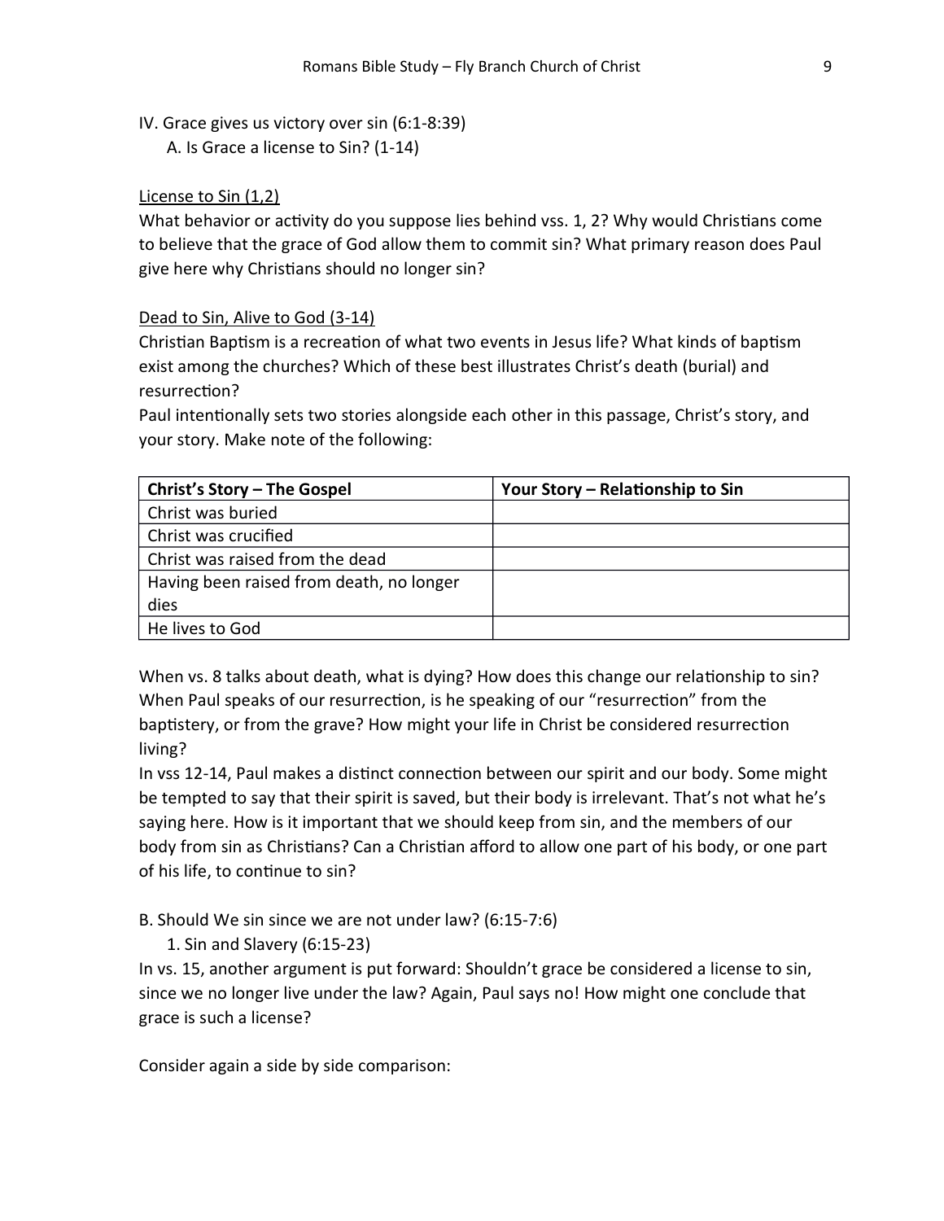IV. Grace gives us victory over sin (6:1-8:39)

A. Is Grace a license to Sin? (1-14)

<u>License to Sin (1,2)</u>

What behavior or activity do you suppose lies behind vss. 1, 2? Why would Christians come to believe that the grace of God allow them to commit sin? What primary reason does Paul give here why Christians should no longer sin?

<u>Dead to Sin, Alive to God (3-14)</u>

Christian Baptism is a recreation of what two events in Jesus life? What kinds of baptism exist among the churches? Which of these best illustrates Christ's death (burial) and resurrection?

Paul intentionally sets two stories alongside each other in this passage, Christ's story, and your story. Make note of the following:

| Christ's Story – The Gospel | Your Story – Relationship to Sin |
|---|---|
| Christ was buried | |
| Christ was crucified | |
| Christ was raised from the dead | |
| Having been raised from death, no longer dies | |
| He lives to God | |

When vs. 8 talks about death, what is dying? How does this change our relationship to sin? When Paul speaks of our resurrection, is he speaking of our "resurrection" from the baptistery, or from the grave? How might your life in Christ be considered resurrection living?

In vss 12-14, Paul makes a distinct connection between our spirit and our body. Some might be tempted to say that their spirit is saved, but their body is irrelevant. That's not what he's saying here. How is it important that we should keep from sin, and the members of our body from sin as Christians? Can a Christian afford to allow one part of his body, or one part of his life, to continue to sin?

B. Should We sin since we are not under law? (6:15-7:6)

1. Sin and Slavery (6:15-23)

In vs. 15, another argument is put forward: Shouldn't grace be considered a license to sin, since we no longer live under the law? Again, Paul says no! How might one conclude that grace is such a license?

Consider again a side by side comparison: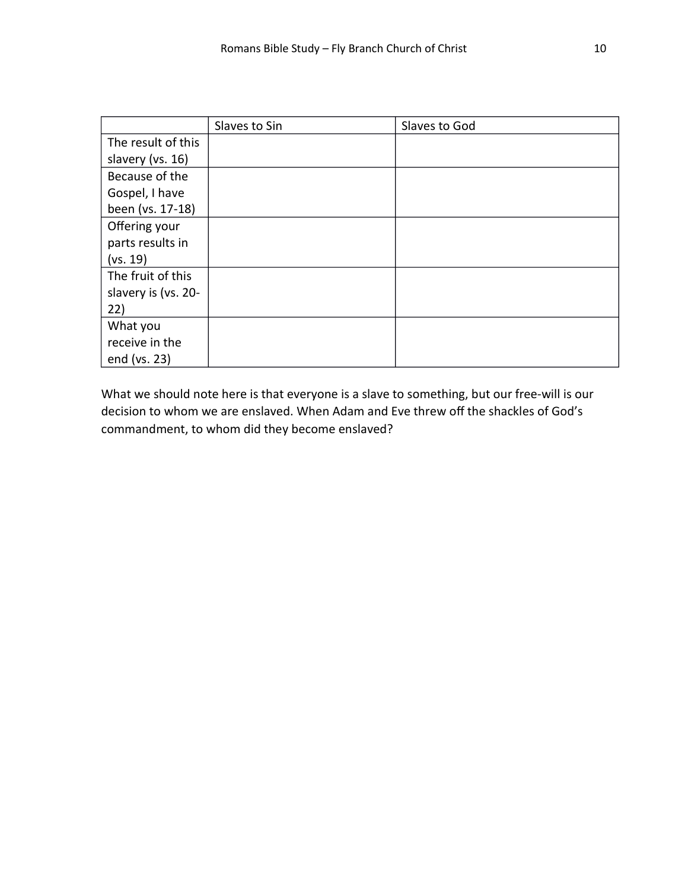| | Slaves to Sin | Slaves to God |
|---|---|---|
| The result of this slavery (vs. 16) | | |
| Because of the Gospel, I have been (vs. 17-18) | | |
| Offering your parts results in (vs. 19) | | |
| The fruit of this slavery is (vs. 20-22) | | |
| What you receive in the end (vs. 23) | | |

What we should note here is that everyone is a slave to something, but our free-will is our decision to whom we are enslaved. When Adam and Eve threw off the shackles of God's commandment, to whom did they become enslaved?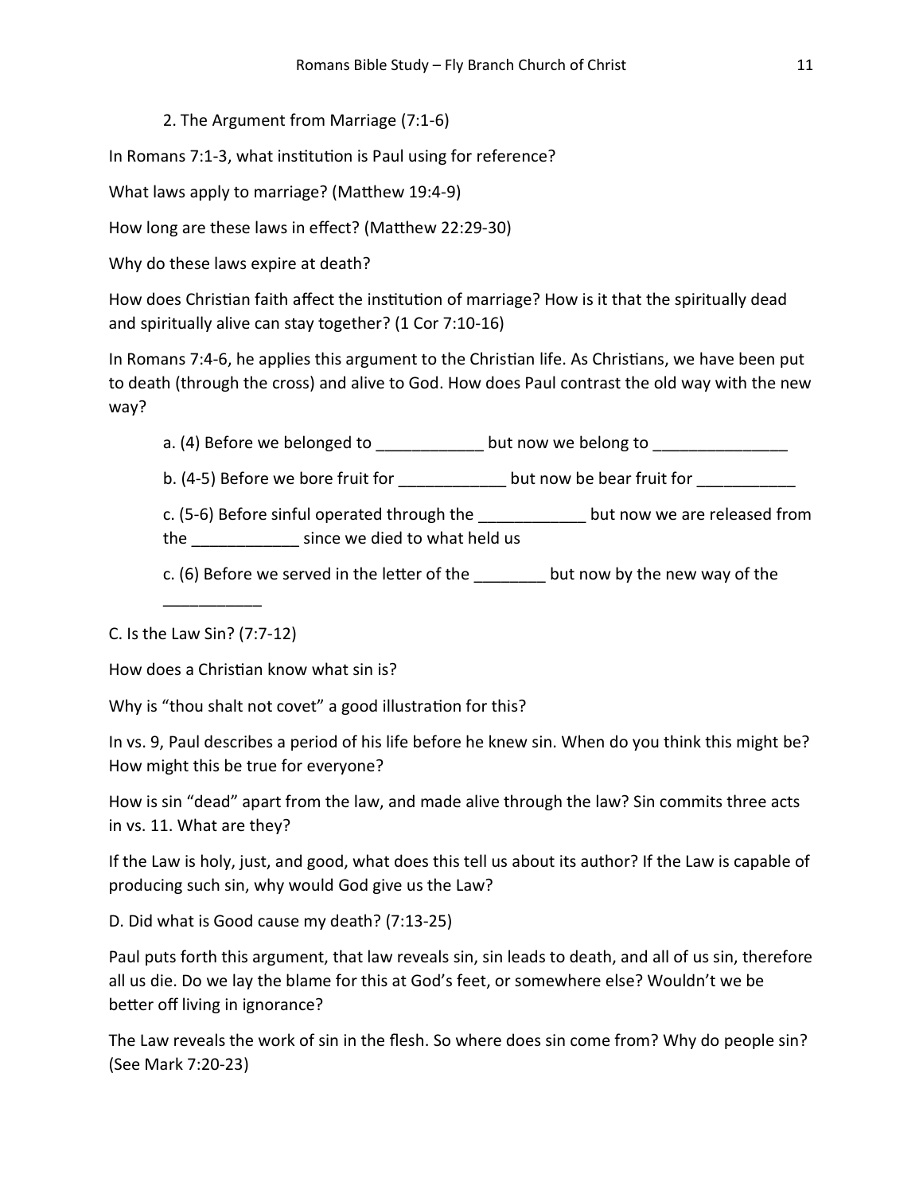2. The Argument from Marriage (7:1-6)

In Romans 7:1-3, what institution is Paul using for reference?

What laws apply to marriage? (Matthew 19:4-9)

How long are these laws in effect? (Matthew 22:29-30)

Why do these laws expire at death?

How does Christian faith affect the institution of marriage? How is it that the spiritually dead and spiritually alive can stay together? (1 Cor 7:10-16)

In Romans 7:4-6, he applies this argument to the Christian life. As Christians, we have been put to death (through the cross) and alive to God. How does Paul contrast the old way with the new way?

a. (4) Before we belonged to ____________ but now we belong to _______________

b. (4-5) Before we bore fruit for ____________ but now be bear fruit for ___________

c. (5-6) Before sinful operated through the ____________ but now we are released from the ____________ since we died to what held us

c. (6) Before we served in the letter of the ________ but now by the new way of the ___________

C. Is the Law Sin? (7:7-12)

How does a Christian know what sin is?

Why is "thou shalt not covet" a good illustration for this?

In vs. 9, Paul describes a period of his life before he knew sin. When do you think this might be? How might this be true for everyone?

How is sin "dead" apart from the law, and made alive through the law? Sin commits three acts in vs. 11. What are they?

If the Law is holy, just, and good, what does this tell us about its author? If the Law is capable of producing such sin, why would God give us the Law?

D. Did what is Good cause my death? (7:13-25)

Paul puts forth this argument, that law reveals sin, sin leads to death, and all of us sin, therefore all us die. Do we lay the blame for this at God's feet, or somewhere else? Wouldn't we be better off living in ignorance?

The Law reveals the work of sin in the flesh. So where does sin come from? Why do people sin? (See Mark 7:20-23)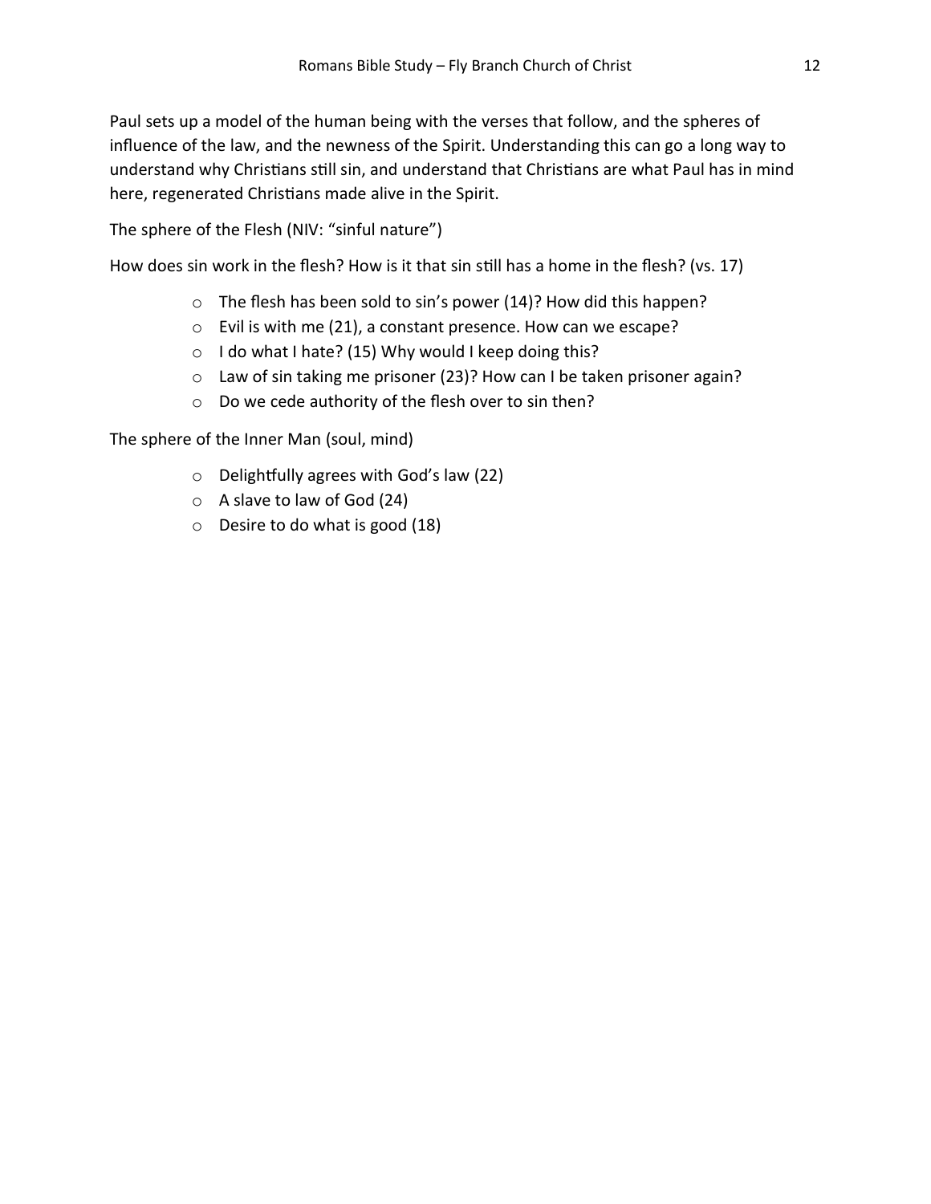Paul sets up a model of the human being with the verses that follow, and the spheres of influence of the law, and the newness of the Spirit. Understanding this can go a long way to understand why Christians still sin, and understand that Christians are what Paul has in mind here, regenerated Christians made alive in the Spirit.

The sphere of the Flesh (NIV: "sinful nature")

How does sin work in the flesh? How is it that sin still has a home in the flesh? (vs. 17)

- The flesh has been sold to sin's power (14)? How did this happen?
- Evil is with me (21), a constant presence. How can we escape?
- I do what I hate? (15) Why would I keep doing this?
- Law of sin taking me prisoner (23)? How can I be taken prisoner again?
- Do we cede authority of the flesh over to sin then?

The sphere of the Inner Man (soul, mind)

- Delightfully agrees with God's law (22)
- A slave to law of God (24)
- Desire to do what is good (18)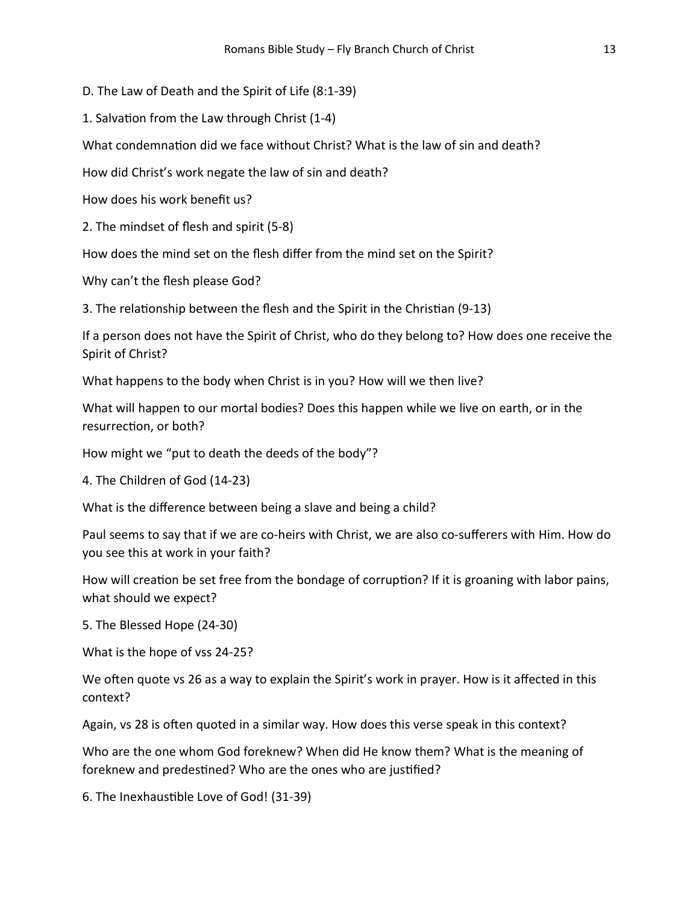### D. The Law of Death and the Spirit of Life (8:1-39)

#### 1. Salvation from the Law through Christ (1-4)

What condemnation did we face without Christ? What is the law of sin and death?

How did Christ's work negate the law of sin and death?

How does his work benefit us?

#### 2. The mindset of flesh and spirit (5-8)

How does the mind set on the flesh differ from the mind set on the Spirit?

Why can't the flesh please God?

#### 3. The relationship between the flesh and the Spirit in the Christian (9-13)

If a person does not have the Spirit of Christ, who do they belong to? How does one receive the Spirit of Christ?

What happens to the body when Christ is in you? How will we then live?

What will happen to our mortal bodies? Does this happen while we live on earth, or in the resurrection, or both?

How might we "put to death the deeds of the body"?

#### 4. The Children of God (14-23)

What is the difference between being a slave and being a child?

Paul seems to say that if we are co-heirs with Christ, we are also co-sufferers with Him. How do you see this at work in your faith?

How will creation be set free from the bondage of corruption? If it is groaning with labor pains, what should we expect?

#### 5. The Blessed Hope (24-30)

What is the hope of vss 24-25?

We often quote vs 26 as a way to explain the Spirit's work in prayer. How is it affected in this context?

Again, vs 28 is often quoted in a similar way. How does this verse speak in this context?

Who are the one whom God foreknew? When did He know them? What is the meaning of foreknew and predestined? Who are the ones who are justified?

#### 6. The Inexhaustible Love of God! (31-39)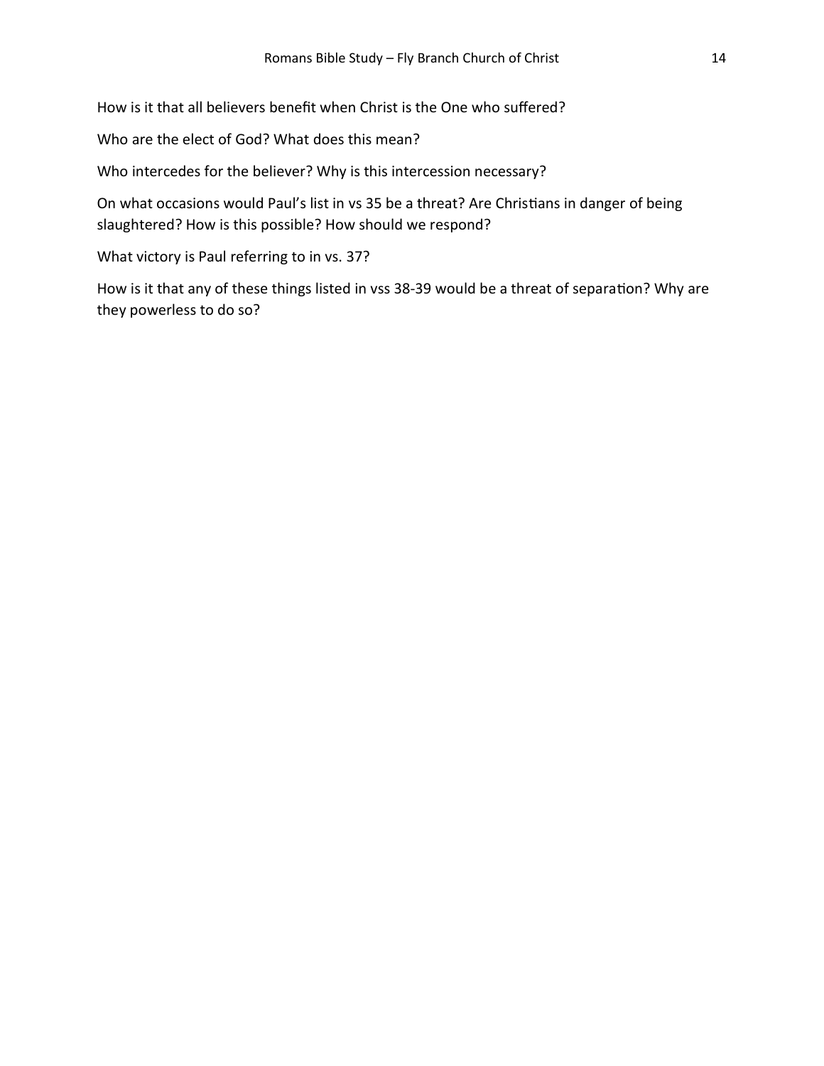How is it that all believers benefit when Christ is the One who suffered?

Who are the elect of God? What does this mean?

Who intercedes for the believer? Why is this intercession necessary?

On what occasions would Paul's list in vs 35 be a threat? Are Christians in danger of being slaughtered? How is this possible? How should we respond?

What victory is Paul referring to in vs. 37?

How is it that any of these things listed in vss 38-39 would be a threat of separation? Why are they powerless to do so?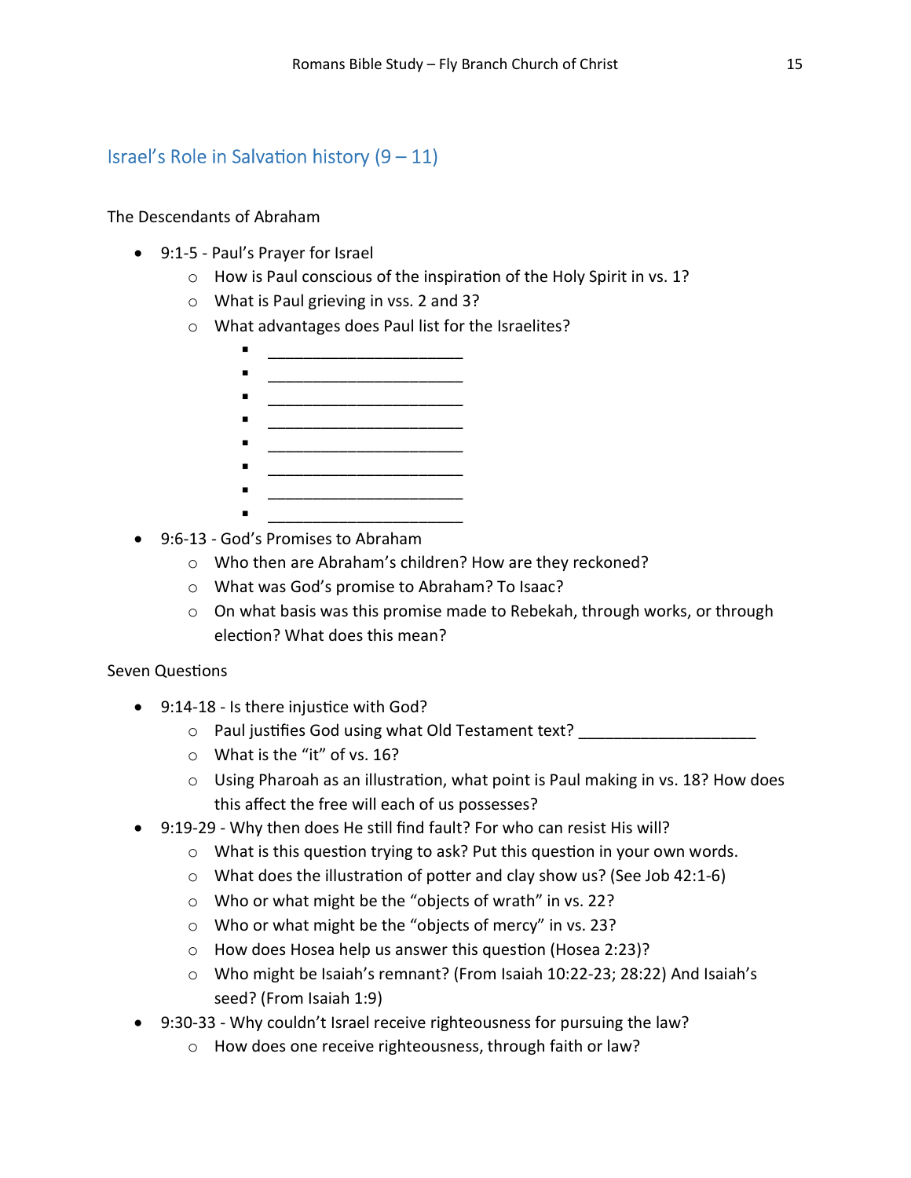## Israel's Role in Salvation history (9 – 11)

The Descendants of Abraham

- 9:1-5 - Paul's Prayer for Israel
  - How is Paul conscious of the inspiration of the Holy Spirit in vs. 1?
  - What is Paul grieving in vss. 2 and 3?
  - What advantages does Paul list for the Israelites?
    - ______________________
    - ______________________
    - ______________________
    - ______________________
    - ______________________
    - ______________________
    - ______________________
    - ______________________
- 9:6-13 - God's Promises to Abraham
  - Who then are Abraham's children? How are they reckoned?
  - What was God's promise to Abraham? To Isaac?
  - On what basis was this promise made to Rebekah, through works, or through election? What does this mean?

Seven Questions

- 9:14-18 - Is there injustice with God?
  - Paul justifies God using what Old Testament text? ____________________
  - What is the "it" of vs. 16?
  - Using Pharoah as an illustration, what point is Paul making in vs. 18? How does this affect the free will each of us possesses?
- 9:19-29 - Why then does He still find fault? For who can resist His will?
  - What is this question trying to ask? Put this question in your own words.
  - What does the illustration of potter and clay show us? (See Job 42:1-6)
  - Who or what might be the "objects of wrath" in vs. 22?
  - Who or what might be the "objects of mercy" in vs. 23?
  - How does Hosea help us answer this question (Hosea 2:23)?
  - Who might be Isaiah's remnant? (From Isaiah 10:22-23; 28:22) And Isaiah's seed? (From Isaiah 1:9)
- 9:30-33 - Why couldn't Israel receive righteousness for pursuing the law?
  - How does one receive righteousness, through faith or law?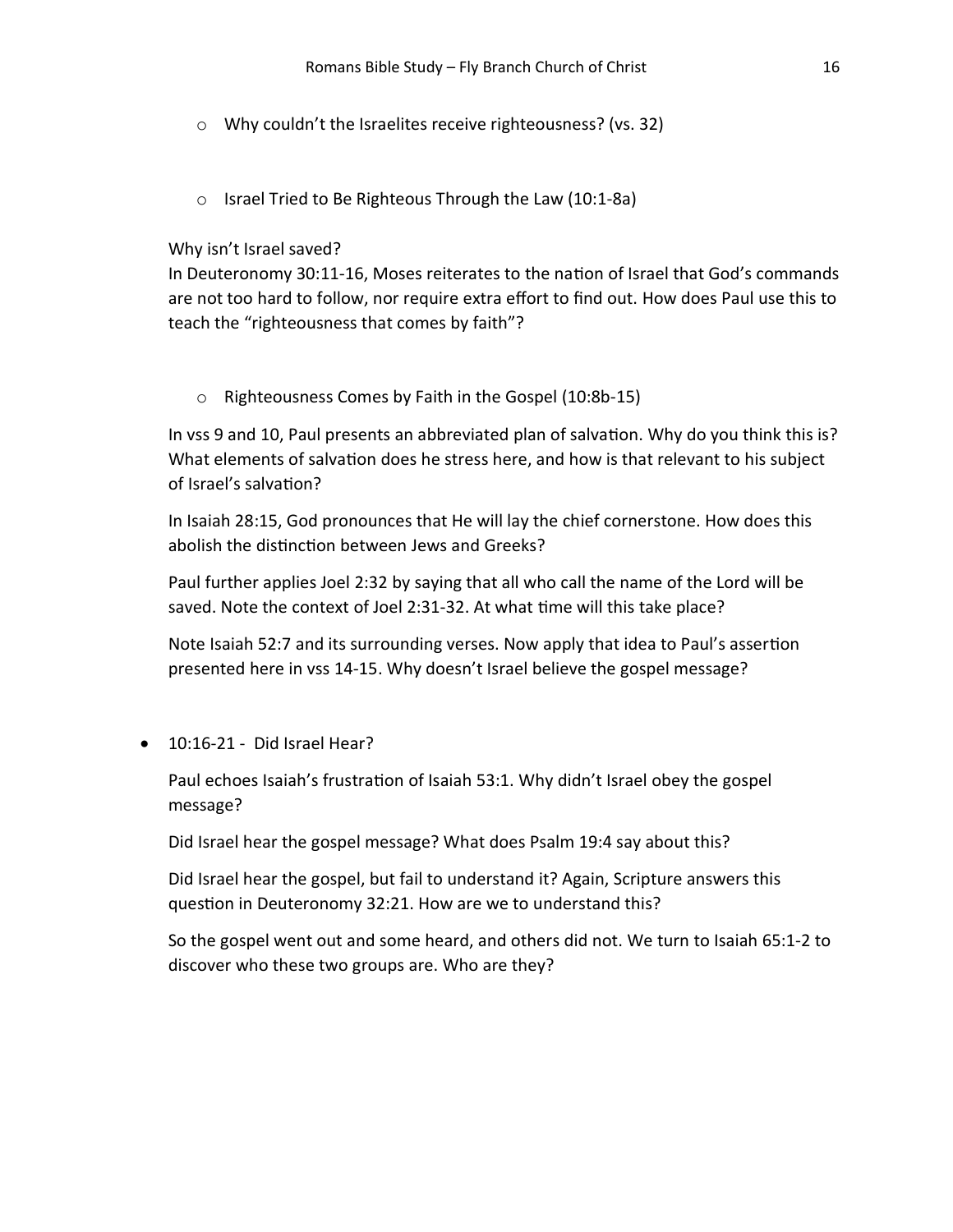- Why couldn't the Israelites receive righteousness? (vs. 32)

- Israel Tried to Be Righteous Through the Law (10:1-8a)

Why isn't Israel saved?
In Deuteronomy 30:11-16, Moses reiterates to the nation of Israel that God's commands are not too hard to follow, nor require extra effort to find out. How does Paul use this to teach the "righteousness that comes by faith"?

- Righteousness Comes by Faith in the Gospel (10:8b-15)

In vss 9 and 10, Paul presents an abbreviated plan of salvation. Why do you think this is? What elements of salvation does he stress here, and how is that relevant to his subject of Israel's salvation?

In Isaiah 28:15, God pronounces that He will lay the chief cornerstone. How does this abolish the distinction between Jews and Greeks?

Paul further applies Joel 2:32 by saying that all who call the name of the Lord will be saved. Note the context of Joel 2:31-32. At what time will this take place?

Note Isaiah 52:7 and its surrounding verses. Now apply that idea to Paul's assertion presented here in vss 14-15. Why doesn't Israel believe the gospel message?

- 10:16-21 - Did Israel Hear?

  Paul echoes Isaiah's frustration of Isaiah 53:1. Why didn't Israel obey the gospel message?

  Did Israel hear the gospel message? What does Psalm 19:4 say about this?

  Did Israel hear the gospel, but fail to understand it? Again, Scripture answers this question in Deuteronomy 32:21. How are we to understand this?

  So the gospel went out and some heard, and others did not. We turn to Isaiah 65:1-2 to discover who these two groups are. Who are they?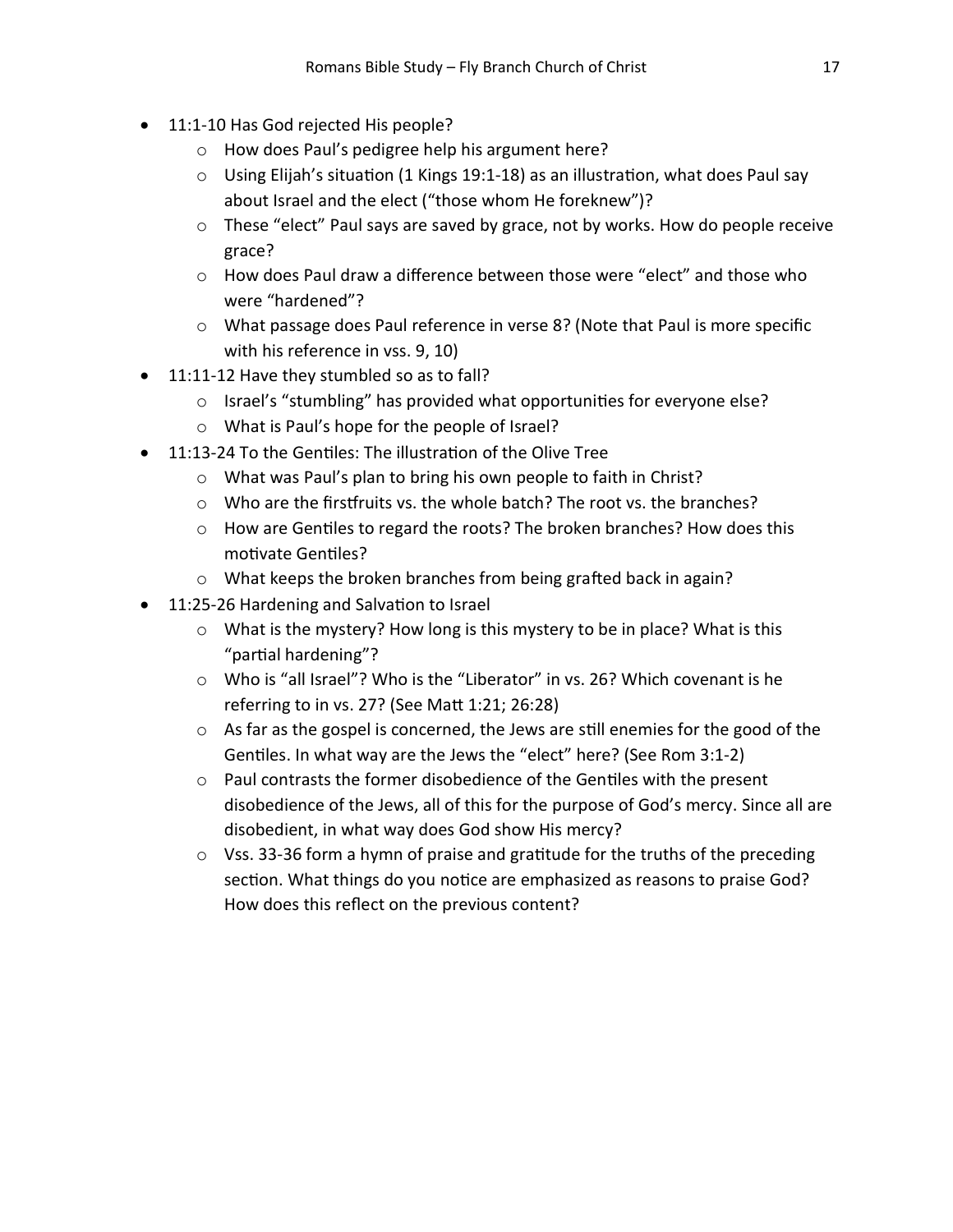- 11:1-10 Has God rejected His people?
    - How does Paul's pedigree help his argument here?
    - Using Elijah's situation (1 Kings 19:1-18) as an illustration, what does Paul say about Israel and the elect ("those whom He foreknew")?
    - These "elect" Paul says are saved by grace, not by works. How do people receive grace?
    - How does Paul draw a difference between those were "elect" and those who were "hardened"?
    - What passage does Paul reference in verse 8? (Note that Paul is more specific with his reference in vss. 9, 10)
- 11:11-12 Have they stumbled so as to fall?
    - Israel's "stumbling" has provided what opportunities for everyone else?
    - What is Paul's hope for the people of Israel?
- 11:13-24 To the Gentiles: The illustration of the Olive Tree
    - What was Paul's plan to bring his own people to faith in Christ?
    - Who are the firstfruits vs. the whole batch? The root vs. the branches?
    - How are Gentiles to regard the roots? The broken branches? How does this motivate Gentiles?
    - What keeps the broken branches from being grafted back in again?
- 11:25-26 Hardening and Salvation to Israel
    - What is the mystery? How long is this mystery to be in place? What is this "partial hardening"?
    - Who is "all Israel"? Who is the "Liberator" in vs. 26? Which covenant is he referring to in vs. 27? (See Matt 1:21; 26:28)
    - As far as the gospel is concerned, the Jews are still enemies for the good of the Gentiles. In what way are the Jews the "elect" here? (See Rom 3:1-2)
    - Paul contrasts the former disobedience of the Gentiles with the present disobedience of the Jews, all of this for the purpose of God's mercy. Since all are disobedient, in what way does God show His mercy?
    - Vss. 33-36 form a hymn of praise and gratitude for the truths of the preceding section. What things do you notice are emphasized as reasons to praise God? How does this reflect on the previous content?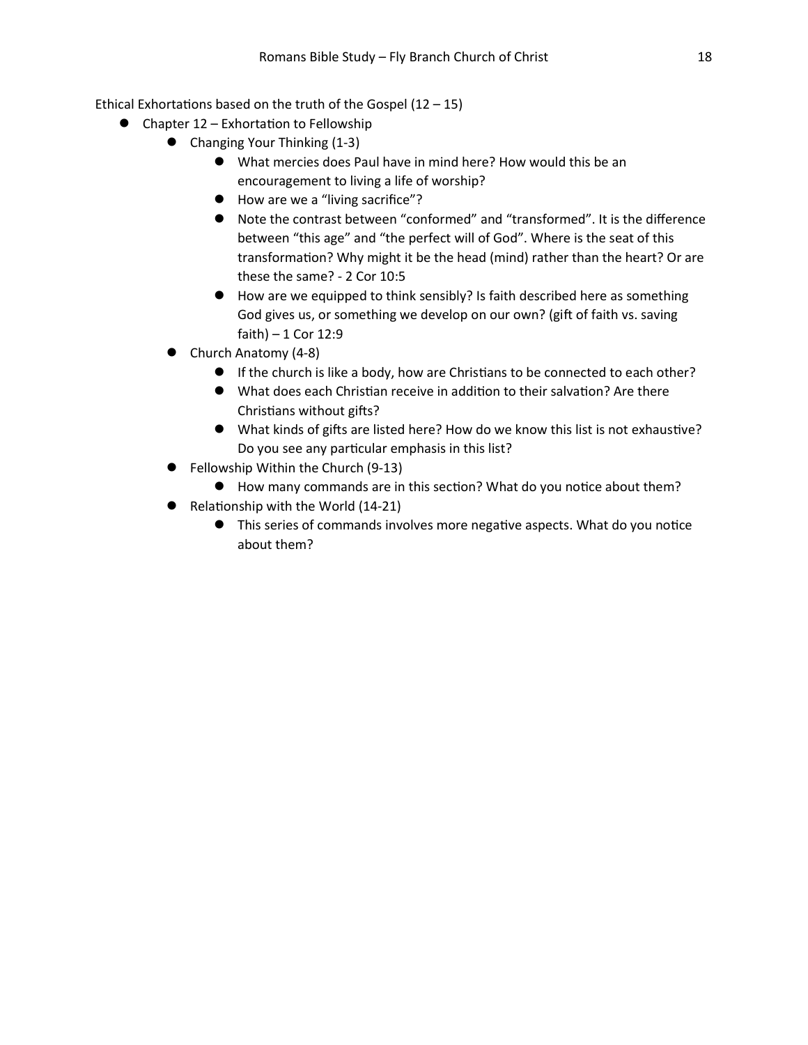Ethical Exhortations based on the truth of the Gospel (12 – 15)

- Chapter 12 – Exhortation to Fellowship
    - Changing Your Thinking (1-3)
        - What mercies does Paul have in mind here? How would this be an encouragement to living a life of worship?
        - How are we a "living sacrifice"?
        - Note the contrast between "conformed" and "transformed". It is the difference between "this age" and "the perfect will of God". Where is the seat of this transformation? Why might it be the head (mind) rather than the heart? Or are these the same? - 2 Cor 10:5
        - How are we equipped to think sensibly? Is faith described here as something God gives us, or something we develop on our own? (gift of faith vs. saving faith) – 1 Cor 12:9
    - Church Anatomy (4-8)
        - If the church is like a body, how are Christians to be connected to each other?
        - What does each Christian receive in addition to their salvation? Are there Christians without gifts?
        - What kinds of gifts are listed here? How do we know this list is not exhaustive? Do you see any particular emphasis in this list?
    - Fellowship Within the Church (9-13)
        - How many commands are in this section? What do you notice about them?
    - Relationship with the World (14-21)
        - This series of commands involves more negative aspects. What do you notice about them?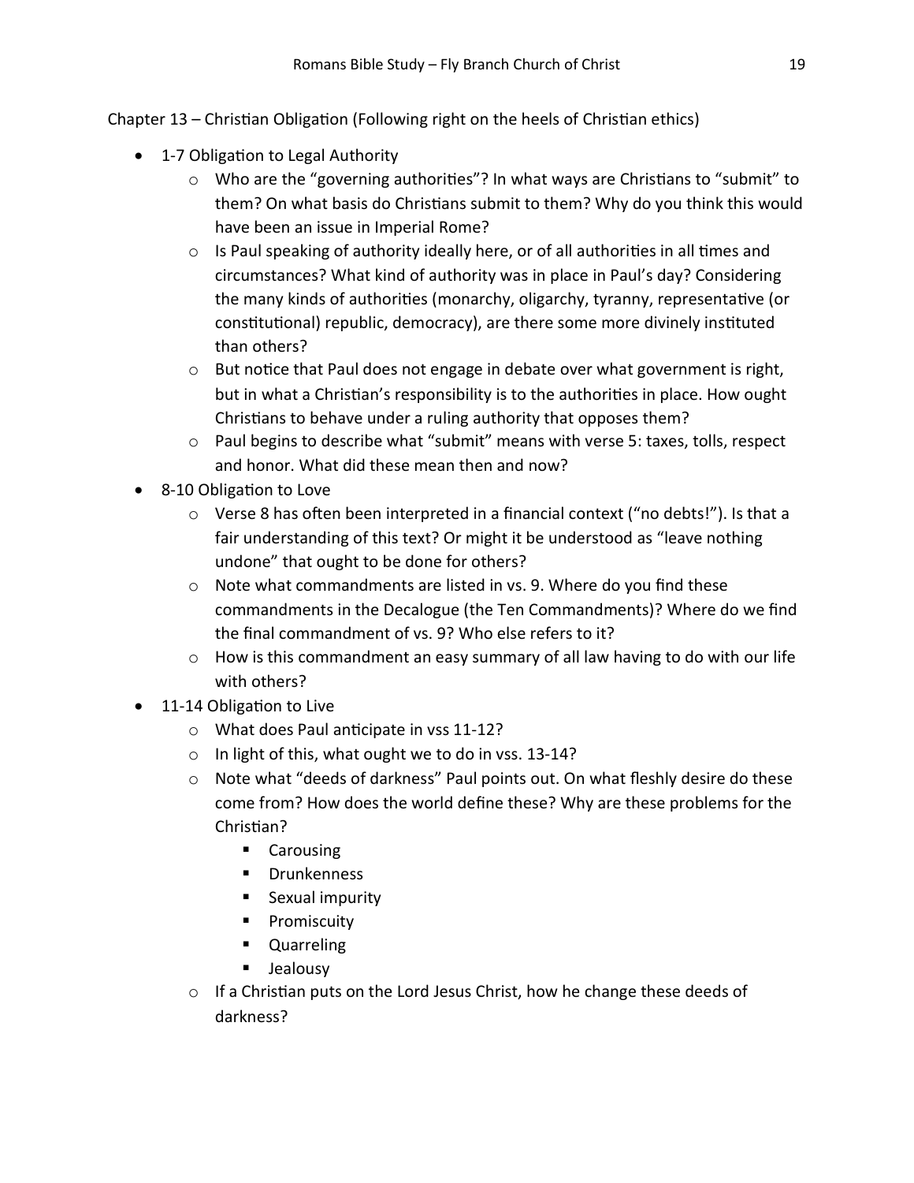Chapter 13 – Christian Obligation (Following right on the heels of Christian ethics)

- 1-7 Obligation to Legal Authority
  - Who are the “governing authorities”? In what ways are Christians to “submit” to them? On what basis do Christians submit to them? Why do you think this would have been an issue in Imperial Rome?
  - Is Paul speaking of authority ideally here, or of all authorities in all times and circumstances? What kind of authority was in place in Paul’s day? Considering the many kinds of authorities (monarchy, oligarchy, tyranny, representative (or constitutional) republic, democracy), are there some more divinely instituted than others?
  - But notice that Paul does not engage in debate over what government is right, but in what a Christian’s responsibility is to the authorities in place. How ought Christians to behave under a ruling authority that opposes them?
  - Paul begins to describe what “submit” means with verse 5: taxes, tolls, respect and honor. What did these mean then and now?
- 8-10 Obligation to Love
  - Verse 8 has often been interpreted in a financial context (“no debts!”). Is that a fair understanding of this text? Or might it be understood as “leave nothing undone” that ought to be done for others?
  - Note what commandments are listed in vs. 9. Where do you find these commandments in the Decalogue (the Ten Commandments)? Where do we find the final commandment of vs. 9? Who else refers to it?
  - How is this commandment an easy summary of all law having to do with our life with others?
- 11-14 Obligation to Live
  - What does Paul anticipate in vss 11-12?
  - In light of this, what ought we to do in vss. 13-14?
  - Note what “deeds of darkness” Paul points out. On what fleshly desire do these come from? How does the world define these? Why are these problems for the Christian?
    - Carousing
    - Drunkenness
    - Sexual impurity
    - Promiscuity
    - Quarreling
    - Jealousy
  - If a Christian puts on the Lord Jesus Christ, how he change these deeds of darkness?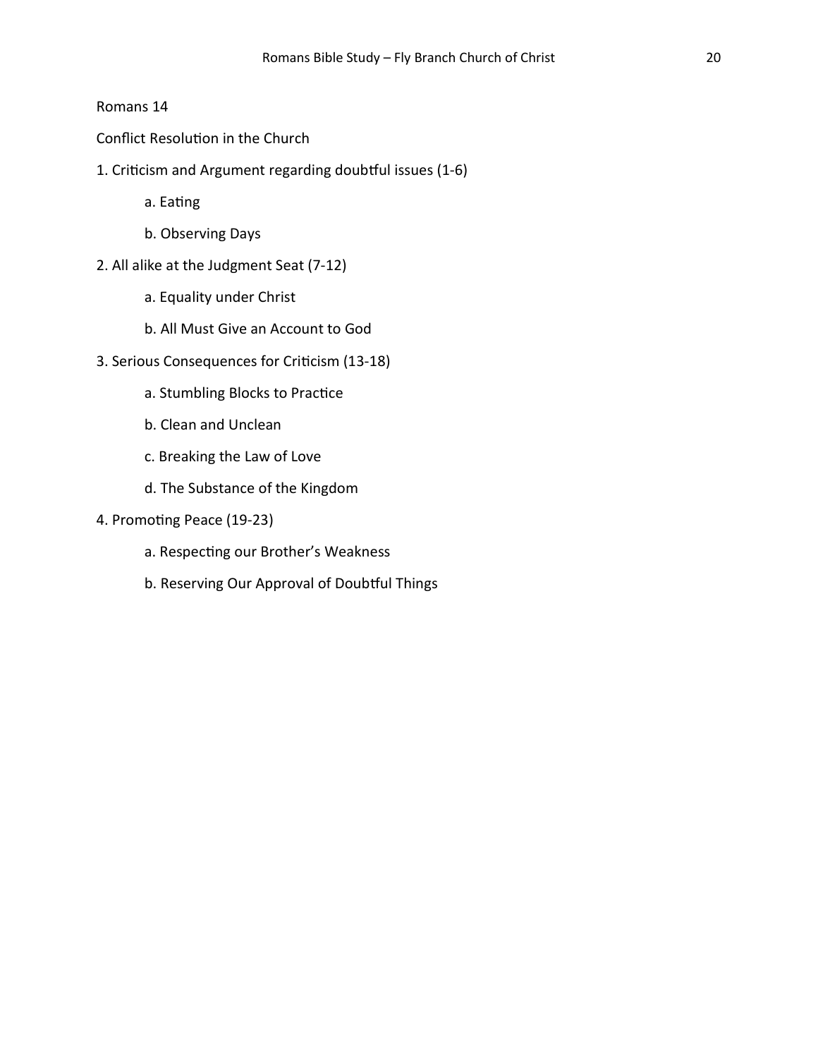Romans 14

Conflict Resolution in the Church

1. Criticism and Argument regarding doubtful issues (1-6)
    - a. Eating
    - b. Observing Days
2. All alike at the Judgment Seat (7-12)
    - a. Equality under Christ
    - b. All Must Give an Account to God
3. Serious Consequences for Criticism (13-18)
    - a. Stumbling Blocks to Practice
    - b. Clean and Unclean
    - c. Breaking the Law of Love
    - d. The Substance of the Kingdom
4. Promoting Peace (19-23)
    - a. Respecting our Brother's Weakness
    - b. Reserving Our Approval of Doubtful Things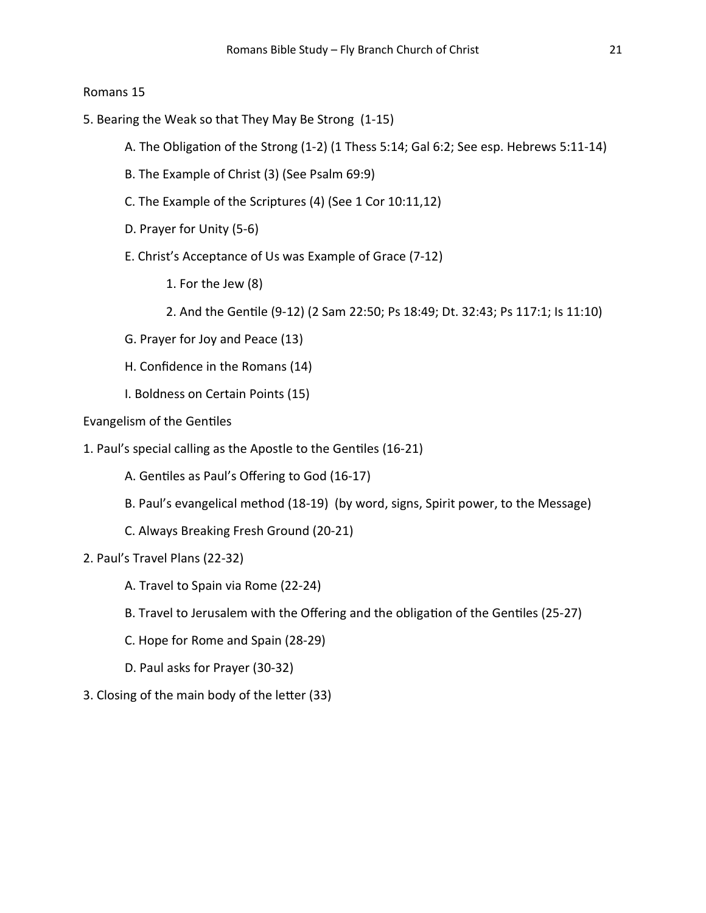Romans 15

5. Bearing the Weak so that They May Be Strong (1-15)

    A. The Obligation of the Strong (1-2) (1 Thess 5:14; Gal 6:2; See esp. Hebrews 5:11-14)

    B. The Example of Christ (3) (See Psalm 69:9)

    C. The Example of the Scriptures (4) (See 1 Cor 10:11,12)

    D. Prayer for Unity (5-6)

    E. Christ's Acceptance of Us was Example of Grace (7-12)

        1. For the Jew (8)

        2. And the Gentile (9-12) (2 Sam 22:50; Ps 18:49; Dt. 32:43; Ps 117:1; Is 11:10)

    G. Prayer for Joy and Peace (13)

    H. Confidence in the Romans (14)

    I. Boldness on Certain Points (15)

Evangelism of the Gentiles

1. Paul's special calling as the Apostle to the Gentiles (16-21)

    A. Gentiles as Paul's Offering to God (16-17)

    B. Paul's evangelical method (18-19) (by word, signs, Spirit power, to the Message)

    C. Always Breaking Fresh Ground (20-21)

2. Paul's Travel Plans (22-32)

    A. Travel to Spain via Rome (22-24)

    B. Travel to Jerusalem with the Offering and the obligation of the Gentiles (25-27)

    C. Hope for Rome and Spain (28-29)

    D. Paul asks for Prayer (30-32)

3. Closing of the main body of the letter (33)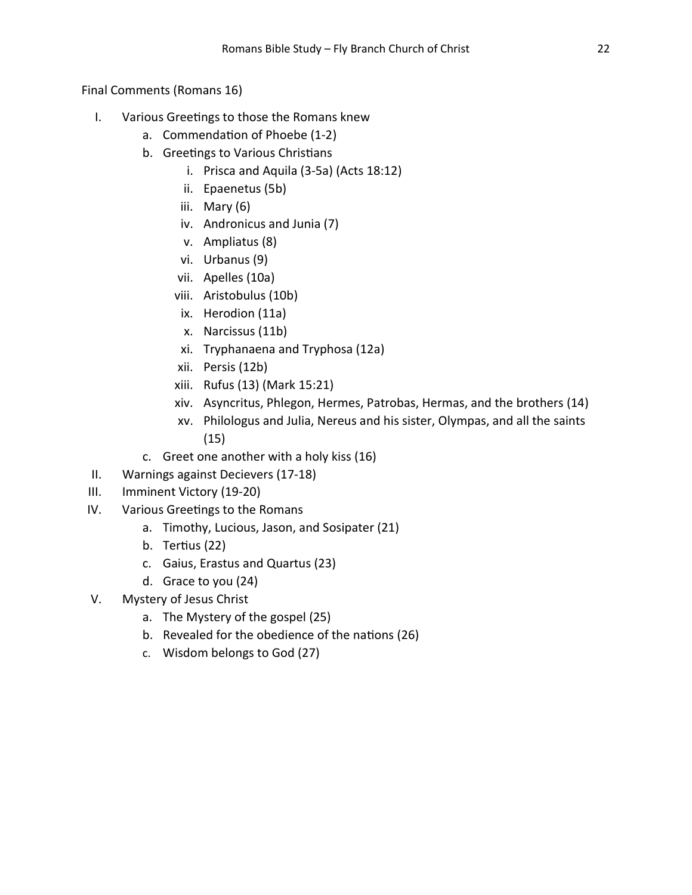Final Comments (Romans 16)

I. Various Greetings to those the Romans knew
   a. Commendation of Phoebe (1-2)
   b. Greetings to Various Christians
      i. Prisca and Aquila (3-5a) (Acts 18:12)
      ii. Epaenetus (5b)
      iii. Mary (6)
      iv. Andronicus and Junia (7)
      v. Ampliatus (8)
      vi. Urbanus (9)
      vii. Apelles (10a)
      viii. Aristobulus (10b)
      ix. Herodion (11a)
      x. Narcissus (11b)
      xi. Tryphanaena and Tryphosa (12a)
      xii. Persis (12b)
      xiii. Rufus (13) (Mark 15:21)
      xiv. Asyncritus, Phlegon, Hermes, Patrobas, Hermas, and the brothers (14)
      xv. Philologus and Julia, Nereus and his sister, Olympas, and all the saints (15)
   c. Greet one another with a holy kiss (16)

II. Warnings against Decievers (17-18)

III. Imminent Victory (19-20)

IV. Various Greetings to the Romans
   a. Timothy, Lucious, Jason, and Sosipater (21)
   b. Tertius (22)
   c. Gaius, Erastus and Quartus (23)
   d. Grace to you (24)

V. Mystery of Jesus Christ
   a. The Mystery of the gospel (25)
   b. Revealed for the obedience of the nations (26)
   c. Wisdom belongs to God (27)